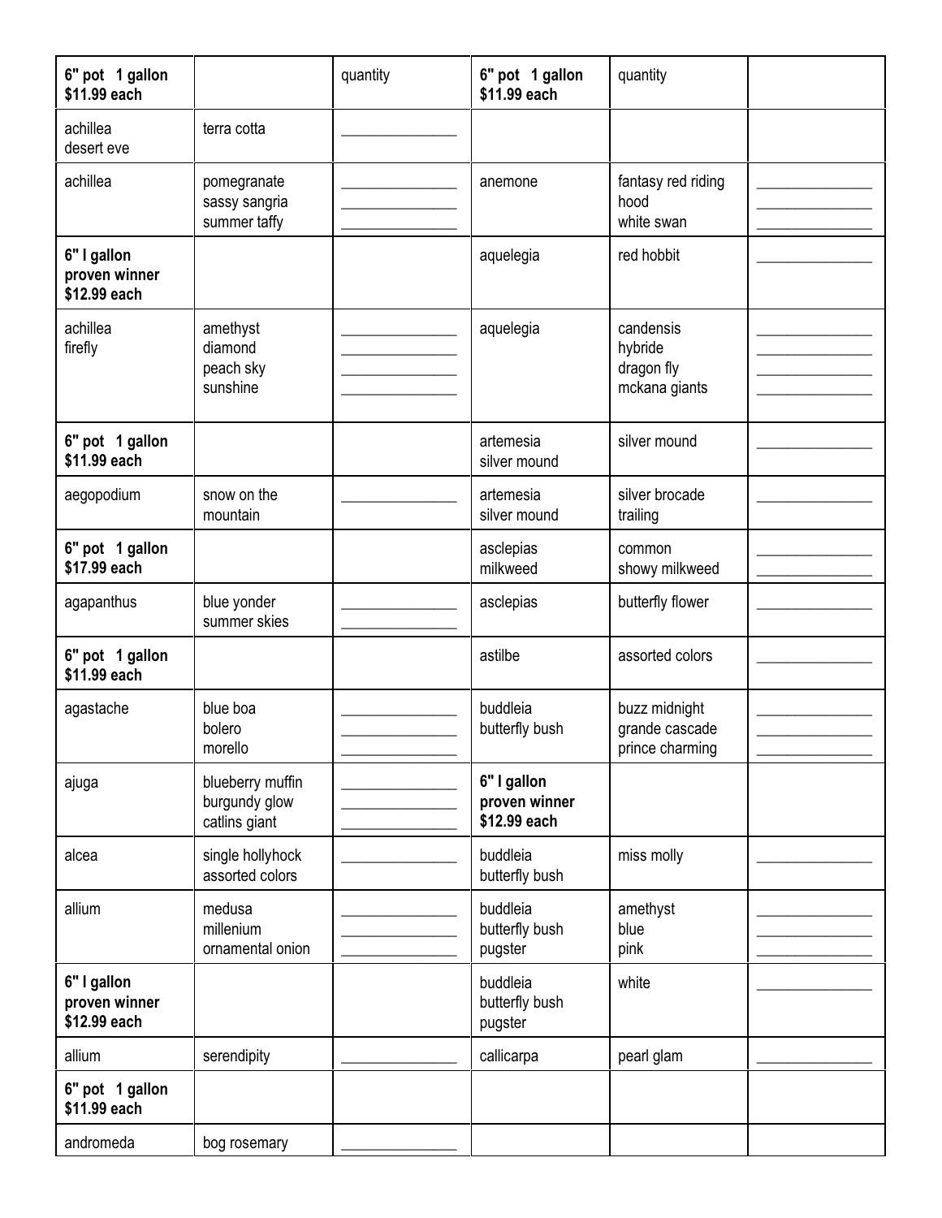| 6" pot 1 gallon $11.99 each | | quantity | 6" pot 1 gallon $11.99 each | quantity | |
|---|---|---|---|---|---|
| achillea desert eve | terra cotta | _______________ | | | |
| achillea | pomegranate<br>sassy sangria<br>summer taffy | _______________<br>_______________<br>_______________ | anemone | fantasy red riding hood<br>white swan | _______________<br>_______________ |
| **6" l gallon proven winner $12.99 each** | | | aquelegia | red hobbit | _______________ |
| achillea firefly | amethyst<br>diamond<br>peach sky<br>sunshine | _______________<br>_______________<br>_______________<br>_______________ | aquelegia | candensis<br>hybride<br>dragon fly<br>mckana giants | _______________<br>_______________<br>_______________<br>_______________ |
| **6" pot 1 gallon $11.99 each** | | | artemesia silver mound | silver mound | _______________ |
| aegopodium | snow on the mountain | _______________ | artemesia silver mound | silver brocade trailing | _______________ |
| **6" pot 1 gallon $17.99 each** | | | asclepias milkweed | common<br>showy milkweed | _______________<br>_______________ |
| agapanthus | blue yonder<br>summer skies | _______________<br>_______________ | asclepias | butterfly flower | _______________ |
| **6" pot 1 gallon $11.99 each** | | | astilbe | assorted colors | _______________ |
| agastache | blue boa<br>bolero<br>morello | _______________<br>_______________<br>_______________ | buddleia butterfly bush | buzz midnight<br>grande cascade<br>prince charming | _______________<br>_______________<br>_______________ |
| ajuga | blueberry muffin<br>burgundy glow<br>catlins giant | _______________<br>_______________<br>_______________ | **6" l gallon proven winner $12.99 each** | | |
| alcea | single hollyhock assorted colors | _______________ | buddleia butterfly bush | miss molly | _______________ |
| allium | medusa<br>millenium<br>ornamental onion | _______________<br>_______________<br>_______________ | buddleia butterfly bush pugster | amethyst<br>blue<br>pink | _______________<br>_______________<br>_______________ |
| **6" l gallon proven winner $12.99 each** | | | buddleia butterfly bush pugster | white | _______________ |
| allium | serendipity | _______________ | callicarpa | pearl glam | _______________ |
| **6" pot 1 gallon $11.99 each** | | | | | |
| andromeda | bog rosemary | _______________ | | | |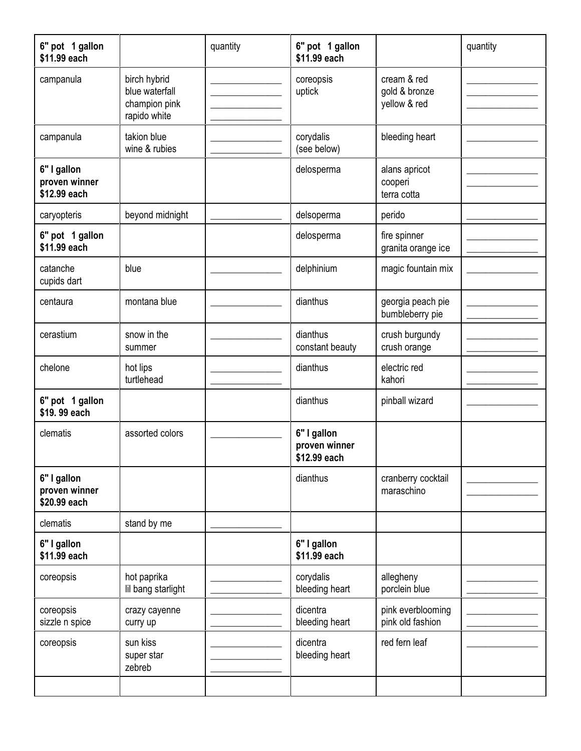| 6" pot 1 gallon $11.99 each | | quantity | 6" pot 1 gallon $11.99 each | | quantity |
|---|---|---|---|---|---|
| campanula | birch hybrid<br>blue waterfall<br>champion pink<br>rapido white | \_\_\_\_\_\_\_\_\_\_\_\_\_\_<br>\_\_\_\_\_\_\_\_\_\_\_\_\_\_<br>\_\_\_\_\_\_\_\_\_\_\_\_\_\_<br>\_\_\_\_\_\_\_\_\_\_\_\_\_\_ | coreopsis<br>uptick | cream & red<br>gold & bronze<br>yellow & red | \_\_\_\_\_\_\_\_\_\_\_\_\_\_<br>\_\_\_\_\_\_\_\_\_\_\_\_\_\_<br>\_\_\_\_\_\_\_\_\_\_\_\_\_\_ |
| campanula | takion blue<br>wine & rubies | \_\_\_\_\_\_\_\_\_\_\_\_\_\_<br>\_\_\_\_\_\_\_\_\_\_\_\_\_\_ | corydalis<br>(see below) | bleeding heart | \_\_\_\_\_\_\_\_\_\_\_\_\_\_ |
| **6" I gallon proven winner $12.99 each** | | | delosperma | alans apricot<br>cooperi<br>terra cotta | \_\_\_\_\_\_\_\_\_\_\_\_\_\_<br>\_\_\_\_\_\_\_\_\_\_\_\_\_\_ |
| caryopteris | beyond midnight | \_\_\_\_\_\_\_\_\_\_\_\_\_\_ | delsoperma | perido | \_\_\_\_\_\_\_\_\_\_\_\_\_\_ |
| **6" pot 1 gallon $11.99 each** | | | delosperma | fire spinner<br>granita orange ice | \_\_\_\_\_\_\_\_\_\_\_\_\_\_<br>\_\_\_\_\_\_\_\_\_\_\_\_\_\_ |
| catanche<br>cupids dart | blue | \_\_\_\_\_\_\_\_\_\_\_\_\_\_ | delphinium | magic fountain mix | \_\_\_\_\_\_\_\_\_\_\_\_\_\_ |
| centaura | montana blue | \_\_\_\_\_\_\_\_\_\_\_\_\_\_ | dianthus | georgia peach pie<br>bumbleberry pie | \_\_\_\_\_\_\_\_\_\_\_\_\_\_<br>\_\_\_\_\_\_\_\_\_\_\_\_\_\_ |
| cerastium | snow in the summer | \_\_\_\_\_\_\_\_\_\_\_\_\_\_ | dianthus<br>constant beauty | crush burgundy<br>crush orange | \_\_\_\_\_\_\_\_\_\_\_\_\_\_<br>\_\_\_\_\_\_\_\_\_\_\_\_\_\_ |
| chelone | hot lips<br>turtlehead | \_\_\_\_\_\_\_\_\_\_\_\_\_\_<br>\_\_\_\_\_\_\_\_\_\_\_\_\_\_ | dianthus | electric red<br>kahori | \_\_\_\_\_\_\_\_\_\_\_\_\_\_<br>\_\_\_\_\_\_\_\_\_\_\_\_\_\_ |
| **6" pot 1 gallon $19. 99 each** | | | dianthus | pinball wizard | \_\_\_\_\_\_\_\_\_\_\_\_\_\_ |
| clematis | assorted colors | \_\_\_\_\_\_\_\_\_\_\_\_\_\_ | **6" I gallon proven winner $12.99 each** | | |
| **6" I gallon proven winner $20.99 each** | | | dianthus | cranberry cocktail<br>maraschino | \_\_\_\_\_\_\_\_\_\_\_\_\_\_<br>\_\_\_\_\_\_\_\_\_\_\_\_\_\_ |
| clematis | stand by me | \_\_\_\_\_\_\_\_\_\_\_\_\_\_ | | | |
| **6" I gallon $11.99 each** | | | **6" I gallon $11.99 each** | | |
| coreopsis | hot paprika<br>lil bang starlight | \_\_\_\_\_\_\_\_\_\_\_\_\_\_<br>\_\_\_\_\_\_\_\_\_\_\_\_\_\_ | corydalis<br>bleeding heart | allegheny<br>porclein blue | \_\_\_\_\_\_\_\_\_\_\_\_\_\_<br>\_\_\_\_\_\_\_\_\_\_\_\_\_\_ |
| coreopsis<br>sizzle n spice | crazy cayenne<br>curry up | \_\_\_\_\_\_\_\_\_\_\_\_\_\_<br>\_\_\_\_\_\_\_\_\_\_\_\_\_\_ | dicentra<br>bleeding heart | pink everblooming<br>pink old fashion | \_\_\_\_\_\_\_\_\_\_\_\_\_\_<br>\_\_\_\_\_\_\_\_\_\_\_\_\_\_ |
| coreopsis | sun kiss<br>super star<br>zebreb | \_\_\_\_\_\_\_\_\_\_\_\_\_\_<br>\_\_\_\_\_\_\_\_\_\_\_\_\_\_<br>\_\_\_\_\_\_\_\_\_\_\_\_\_\_ | dicentra<br>bleeding heart | red fern leaf | \_\_\_\_\_\_\_\_\_\_\_\_\_\_ |
| | | | | | |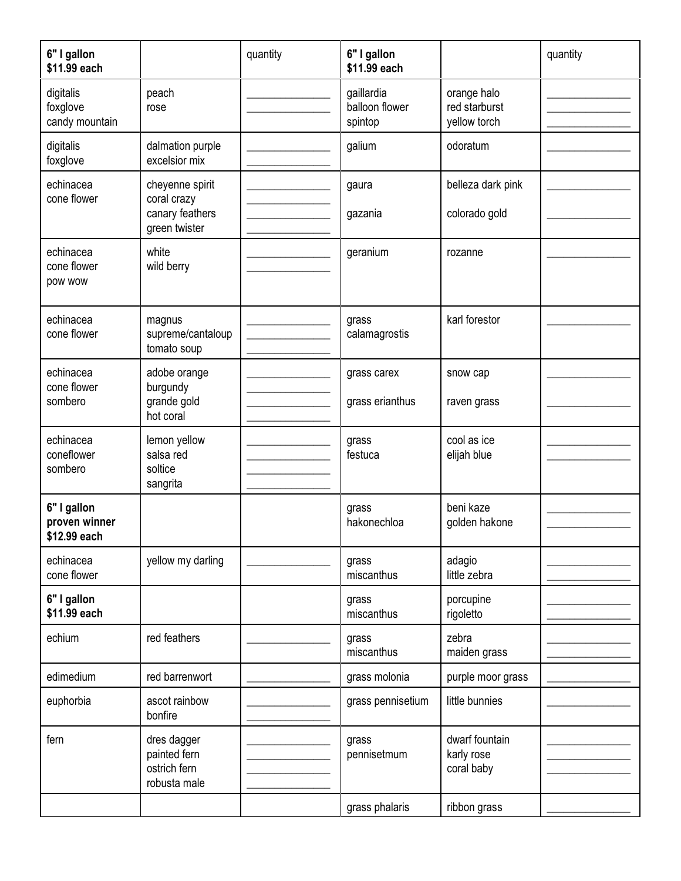| 6" I gallon $11.99 each | | quantity | 6" I gallon $11.99 each | | quantity |
|---|---|---|---|---|---|
| digitalis foxglove candy mountain | peach rose | ______________ ______________ | gaillardia balloon flower spintop | orange halo red starburst yellow torch | ______________ ______________ ______________ |
| digitalis foxglove | dalmation purple excelsior mix | ______________ ______________ | galium | odoratum | ______________ |
| echinacea cone flower | cheyenne spirit coral crazy canary feathers green twister | ______________ ______________ ______________ ______________ | gaura gazania | belleza dark pink colorado gold | ______________ ______________ |
| echinacea cone flower pow wow | white wild berry | ______________ ______________ | geranium | rozanne | ______________ |
| echinacea cone flower | magnus supreme/cantaloup tomato soup | ______________ ______________ ______________ | grass calamagrostis | karl forestor | ______________ |
| echinacea cone flower sombero | adobe orange burgundy grande gold hot coral | ______________ ______________ ______________ ______________ | grass carex grass erianthus | snow cap raven grass | ______________ ______________ |
| echinacea coneflower sombero | lemon yellow salsa red soltice sangrita | ______________ ______________ ______________ ______________ | grass festuca | cool as ice elijah blue | ______________ ______________ |
| **6" I gallon proven winner $12.99 each** | | | grass hakonechloa | beni kaze golden hakone | ______________ ______________ |
| echinacea cone flower | yellow my darling | ______________ | grass miscanthus | adagio little zebra | ______________ ______________ |
| **6" I gallon $11.99 each** | | | grass miscanthus | porcupine rigoletto | ______________ ______________ |
| echium | red feathers | ______________ | grass miscanthus | zebra maiden grass | ______________ ______________ |
| edimedium | red barrenwort | ______________ | grass molonia | purple moor grass | ______________ |
| euphorbia | ascot rainbow bonfire | ______________ ______________ | grass pennisetium | little bunnies | ______________ |
| fern | dres dagger painted fern ostrich fern robusta male | ______________ ______________ ______________ ______________ | grass pennisetmum | dwarf fountain karly rose coral baby | ______________ ______________ ______________ |
| | | | grass phalaris | ribbon grass | ______________ |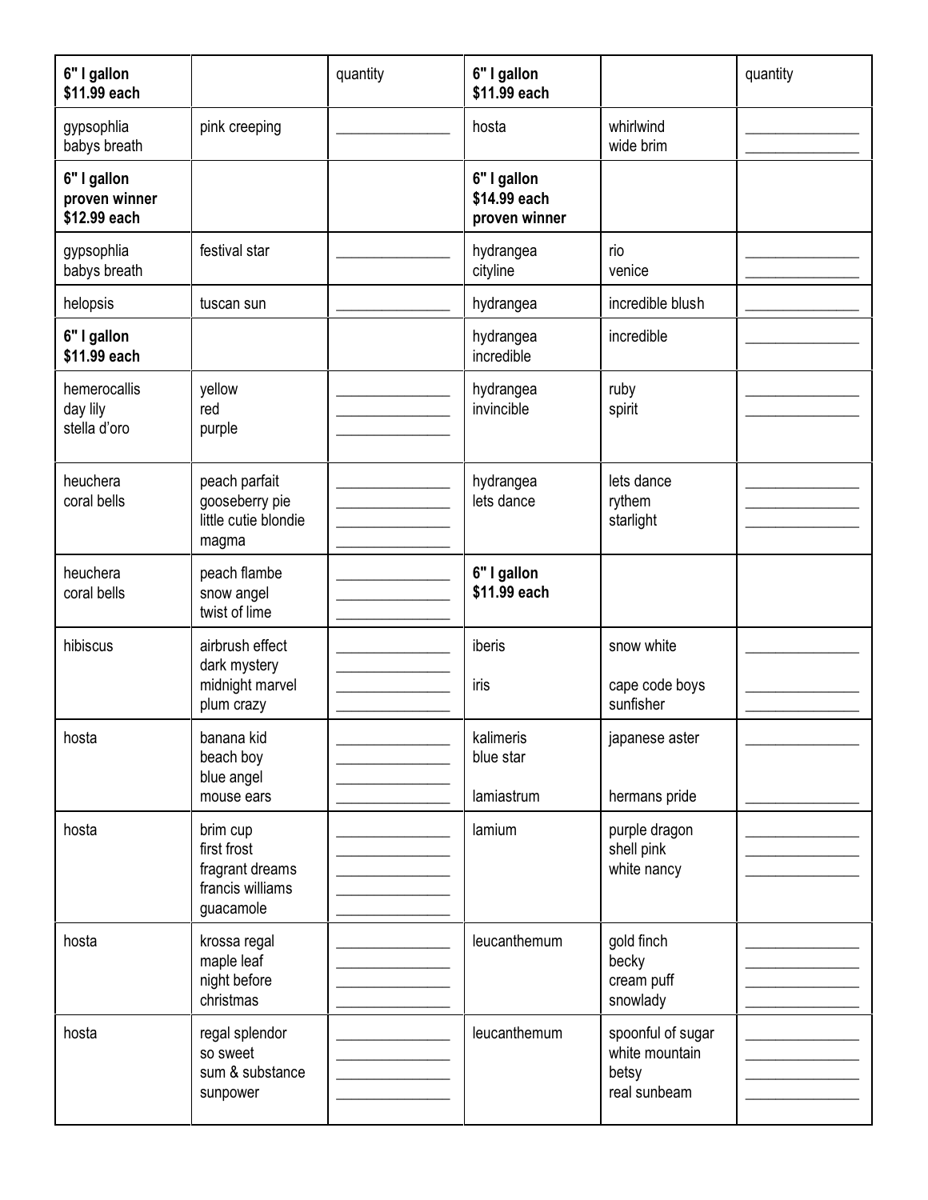| 6" I gallon $11.99 each | | quantity | 6" I gallon $11.99 each | | quantity |
|---|---|---|---|---|---|
| gypsophlia babys breath | pink creeping | _______________ | hosta | whirlwind<br>wide brim | _______________<br>_______________ |
| **6" I gallon proven winner $12.99 each** | | | **6" I gallon $14.99 each proven winner** | | |
| gypsophlia babys breath | festival star | _______________ | hydrangea cityline | rio<br>venice | _______________<br>_______________ |
| helopsis | tuscan sun | _______________ | hydrangea | incredible blush | _______________ |
| **6" I gallon $11.99 each** | | | hydrangea incredible | incredible | _______________ |
| hemerocallis<br>day lily<br>stella d'oro | yellow<br>red<br>purple | _______________<br>_______________<br>_______________ | hydrangea invincible | ruby<br>spirit | _______________<br>_______________ |
| heuchera<br>coral bells | peach parfait<br>gooseberry pie<br>little cutie blondie<br>magma | _______________<br>_______________<br>_______________<br>_______________ | hydrangea<br>lets dance | lets dance<br>rythem<br>starlight | _______________<br>_______________<br>_______________ |
| heuchera<br>coral bells | peach flambe<br>snow angel<br>twist of lime | _______________<br>_______________<br>_______________ | **6" I gallon $11.99 each** | | |
| hibiscus | airbrush effect<br>dark mystery<br>midnight marvel<br>plum crazy | _______________<br>_______________<br>_______________<br>_______________ | iberis<br><br>iris | snow white<br><br>cape code boys<br>sunfisher | _______________<br><br>_______________<br>_______________ |
| hosta | banana kid<br>beach boy<br>blue angel<br>mouse ears | _______________<br>_______________<br>_______________<br>_______________ | kalimeris<br>blue star<br><br>lamiastrum | japanese aster<br><br><br>hermans pride | _______________<br><br><br>_______________ |
| hosta | brim cup<br>first frost<br>fragrant dreams<br>francis williams<br>guacamole | _______________<br>_______________<br>_______________<br>_______________<br>_______________ | lamium | purple dragon<br>shell pink<br>white nancy | _______________<br>_______________<br>_______________ |
| hosta | krossa regal<br>maple leaf<br>night before<br>christmas | _______________<br>_______________<br>_______________<br>_______________ | leucanthemum | gold finch<br>becky<br>cream puff<br>snowlady | _______________<br>_______________<br>_______________<br>_______________ |
| hosta | regal splendor<br>so sweet<br>sum & substance<br>sunpower | _______________<br>_______________<br>_______________<br>_______________ | leucanthemum | spoonful of sugar<br>white mountain<br>betsy<br>real sunbeam | _______________<br>_______________<br>_______________<br>_______________ |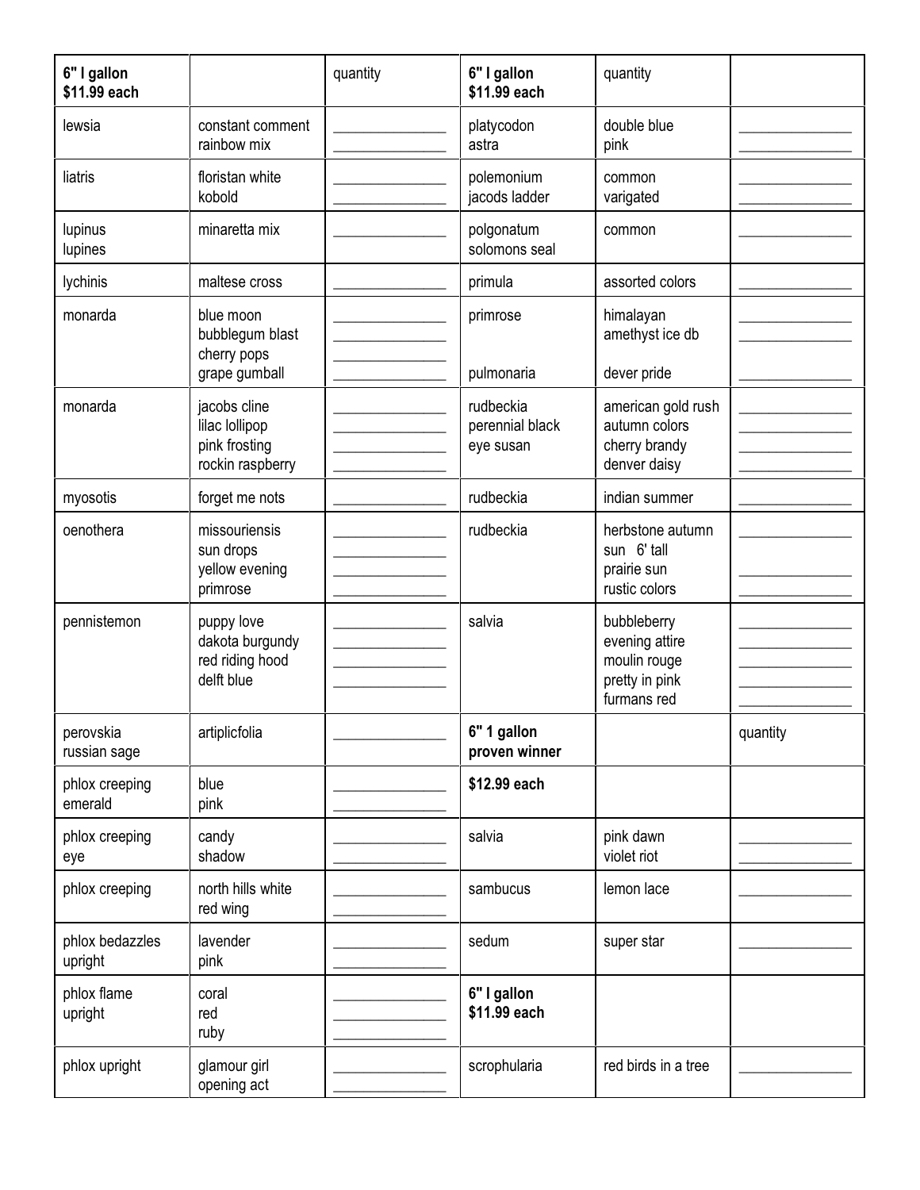| 6" I gallon<br>**$11.99 each** | | quantity | **6" I gallon<br>$11.99 each** | quantity | |
|---|---|---|---|---|---|
| lewsia | constant comment<br>rainbow mix | ______________<br>______________ | platycodon<br>astra | double blue<br>pink | ______________<br>______________ |
| liatris | floristan white<br>kobold | ______________<br>______________ | polemonium<br>jacods ladder | common<br>varigated | ______________<br>______________ |
| lupinus<br>lupines | minaretta mix | ______________ | polgonatum<br>solomons seal | common | ______________ |
| lychinis | maltese cross | ______________ | primula | assorted colors | ______________ |
| monarda | blue moon<br>bubblegum blast<br>cherry pops<br>grape gumball | ______________<br>______________<br>______________<br>______________ | primrose<br><br><br>pulmonaria | himalayan<br>amethyst ice db<br><br>dever pride | ______________<br>______________<br><br>______________ |
| monarda | jacobs cline<br>lilac lollipop<br>pink frosting<br>rockin raspberry | ______________<br>______________<br>______________<br>______________ | rudbeckia<br>perennial black<br>eye susan | american gold rush<br>autumn colors<br>cherry brandy<br>denver daisy | ______________<br>______________<br>______________<br>______________ |
| myosotis | forget me nots | ______________ | rudbeckia | indian summer | ______________ |
| oenothera | missouriensis<br>sun drops<br>yellow evening<br>primrose | ______________<br>______________<br>______________<br>______________ | rudbeckia | herbstone autumn<br>sun 6' tall<br>prairie sun<br>rustic colors | ______________<br><br>______________<br>______________ |
| pennistemon | puppy love<br>dakota burgundy<br>red riding hood<br>delft blue | ______________<br>______________<br>______________<br>______________ | salvia | bubbleberry<br>evening attire<br>moulin rouge<br>pretty in pink<br>furmans red | ______________<br>______________<br>______________<br>______________<br>______________ |
| perovskia<br>russian sage | artiplicfolia | ______________ | **6" 1 gallon<br>proven winner** | | quantity |
| phlox creeping<br>emerald | blue<br>pink | ______________<br>______________ | **$12.99 each** | | |
| phlox creeping<br>eye | candy<br>shadow | ______________<br>______________ | salvia | pink dawn<br>violet riot | ______________<br>______________ |
| phlox creeping | north hills white<br>red wing | ______________<br>______________ | sambucus | lemon lace | ______________ |
| phlox bedazzles<br>upright | lavender<br>pink | ______________<br>______________ | sedum | super star | ______________ |
| phlox flame<br>upright | coral<br>red<br>ruby | ______________<br>______________<br>______________ | **6" I gallon<br>$11.99 each** | | |
| phlox upright | glamour girl<br>opening act | ______________<br>______________ | scrophularia | red birds in a tree | ______________ |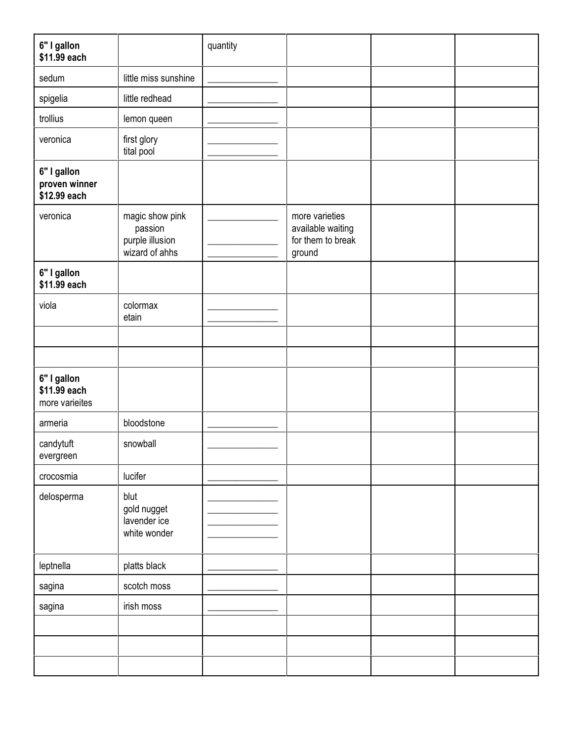| | | | | | |
|---|---|---|---|---|---|
| **6" l gallon $11.99 each** | | quantity | | | |
| sedum | little miss sunshine | _______________ | | | |
| spigelia | little redhead | _______________ | | | |
| trollius | lemon queen | _______________ | | | |
| veronica | first glory<br>tital pool | _______________<br>_______________ | | | |
| **6" l gallon proven winner $12.99 each** | | | | | |
| veronica | magic show pink passion<br>purple illusion<br>wizard of ahhs | _______________<br>_______________<br>_______________ | more varieties available waiting for them to break ground | | |
| **6" l gallon $11.99 each** | | | | | |
| viola | colormax<br>etain | _______________<br>_______________ | | | |
| | | | | | |
| | | | | | |
| **6" l gallon $11.99 each** more varieites | | | | | |
| armeria | bloodstone | _______________ | | | |
| candytuft evergreen | snowball | _______________ | | | |
| crocosmia | lucifer | _______________ | | | |
| delosperma | blut<br>gold nugget<br>lavender ice<br>white wonder | _______________<br>_______________<br>_______________<br>_______________ | | | |
| leptnella | platts black | _______________ | | | |
| sagina | scotch moss | _______________ | | | |
| sagina | irish moss | _______________ | | | |
| | | | | | |
| | | | | | |
| | | | | | |